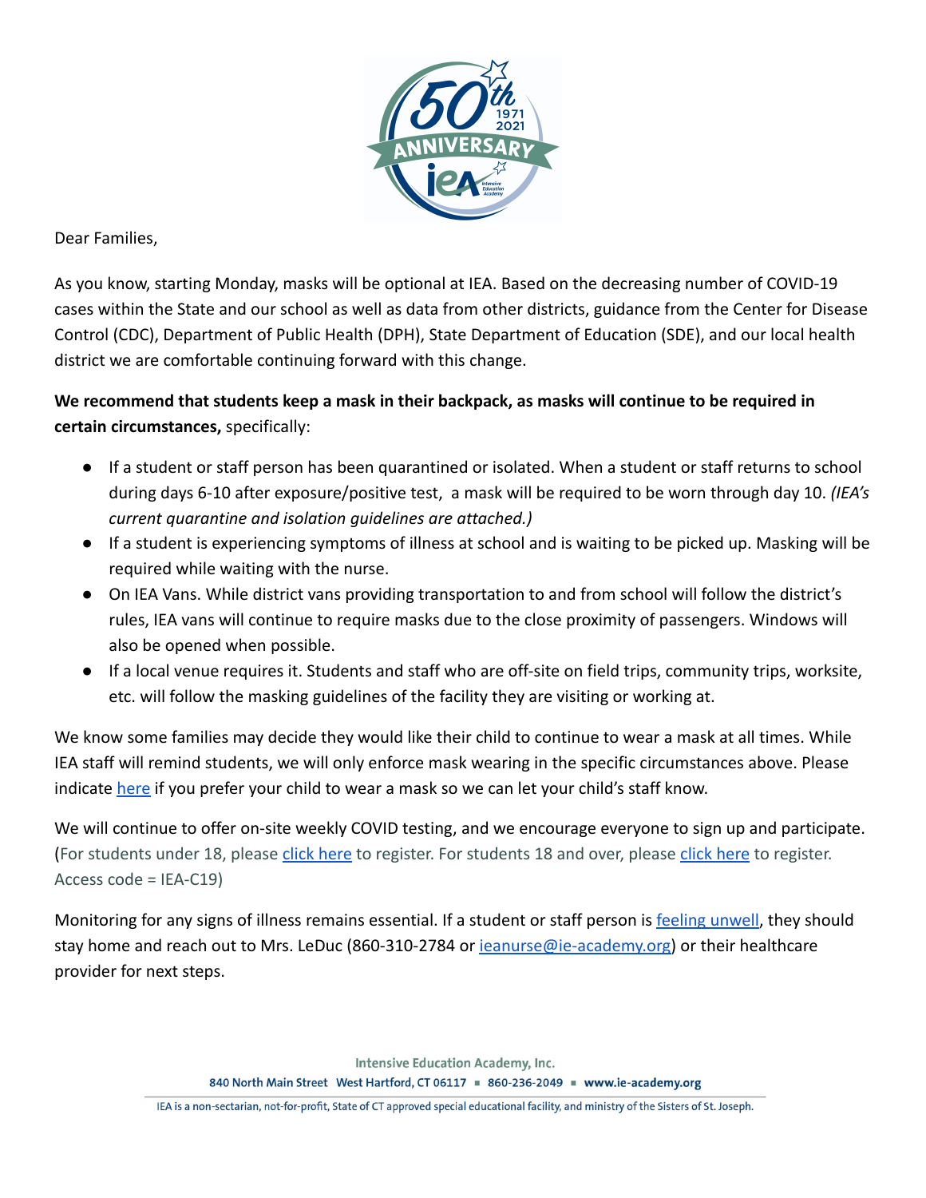Dear Families,

As you know, starting Monday, masks will be optional at IEA. Based on the decreasing number of COVID-19 cases within the State and our school as well as data from other districts, guidance from the Center for Disease Control (CDC), Department of Public Health (DPH), State Department of Education (SDE), and our local health district we are comfortable continuing forward with this change.

**We recommend that students keep a mask in their backpack, as masks will continue to be required in certain circumstances,** specifically:

- If a student or staff person has been quarantined or isolated. When a student or staff returns to school during days 6-10 after exposure/positive test, a mask will be required to be worn through day 10. *(IEA's current quarantine and isolation guidelines are attached.)*
- If a student is experiencing symptoms of illness at school and is waiting to be picked up. Masking will be required while waiting with the nurse.
- On IEA Vans. While district vans providing transportation to and from school will follow the district's rules, IEA vans will continue to require masks due to the close proximity of passengers. Windows will also be opened when possible.
- If a local venue requires it. Students and staff who are off-site on field trips, community trips, worksite, etc. will follow the masking guidelines of the facility they are visiting or working at.

We know some families may decide they would like their child to continue to wear a mask at all times. While IEA staff will remind students, we will only enforce mask wearing in the specific circumstances above. Please indicate here if you prefer your child to wear a mask so we can let your child's staff know.

We will continue to offer on-site weekly COVID testing, and we encourage everyone to sign up and participate. (For students under 18, please click here to register. For students 18 and over, please click here to register. Access code = IEA-C19)

Monitoring for any signs of illness remains essential. If a student or staff person is feeling unwell, they should stay home and reach out to Mrs. LeDuc (860-310-2784 or ieanurse@ie-academy.org) or their healthcare provider for next steps.

Intensive Education Academy, Inc.
840 North Main Street West Hartford, CT 06117 ▪ 860-236-2049 ▪ www.ie-academy.org

IEA is a non-sectarian, not-for-profit, State of CT approved special educational facility, and ministry of the Sisters of St. Joseph.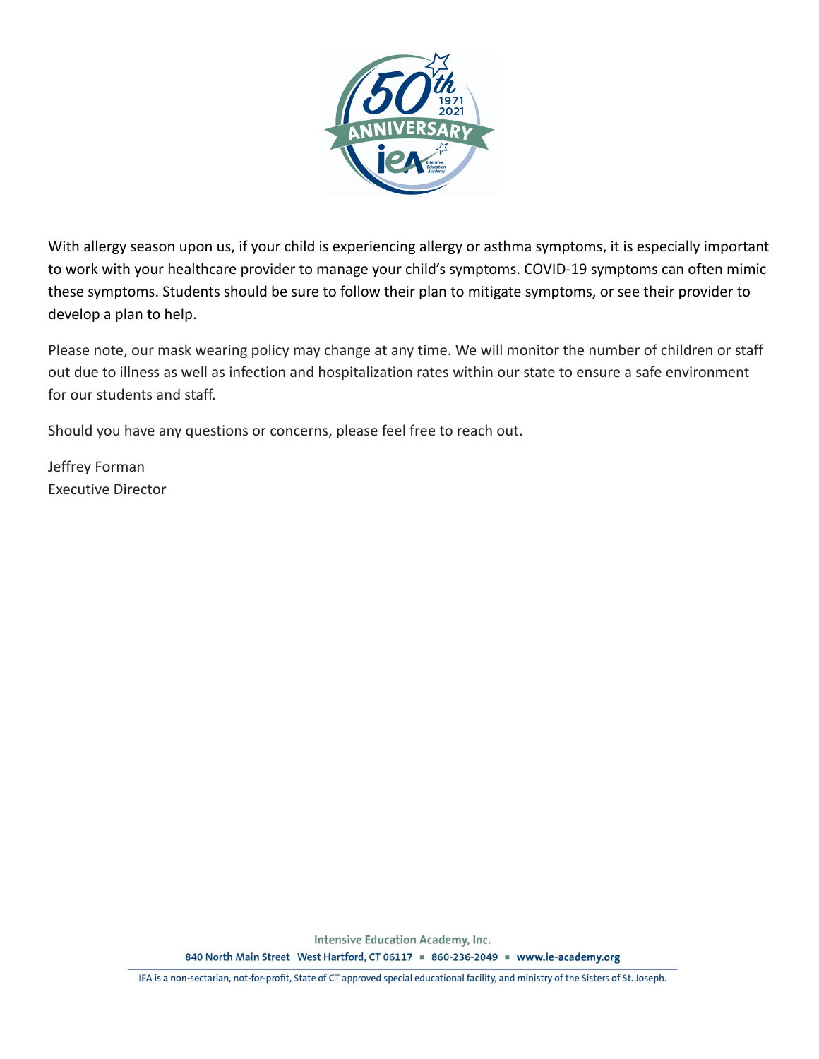With allergy season upon us, if your child is experiencing allergy or asthma symptoms, it is especially important to work with your healthcare provider to manage your child's symptoms. COVID-19 symptoms can often mimic these symptoms. Students should be sure to follow their plan to mitigate symptoms, or see their provider to develop a plan to help.

Please note, our mask wearing policy may change at any time. We will monitor the number of children or staff out due to illness as well as infection and hospitalization rates within our state to ensure a safe environment for our students and staff.

Should you have any questions or concerns, please feel free to reach out.

Jeffrey Forman  
Executive Director

Intensive Education Academy, Inc.  
840 North Main Street West Hartford, CT 06117 ▪ 860-236-2049 ▪ www.ie-academy.org

IEA is a non-sectarian, not-for-profit, State of CT approved special educational facility, and ministry of the Sisters of St. Joseph.